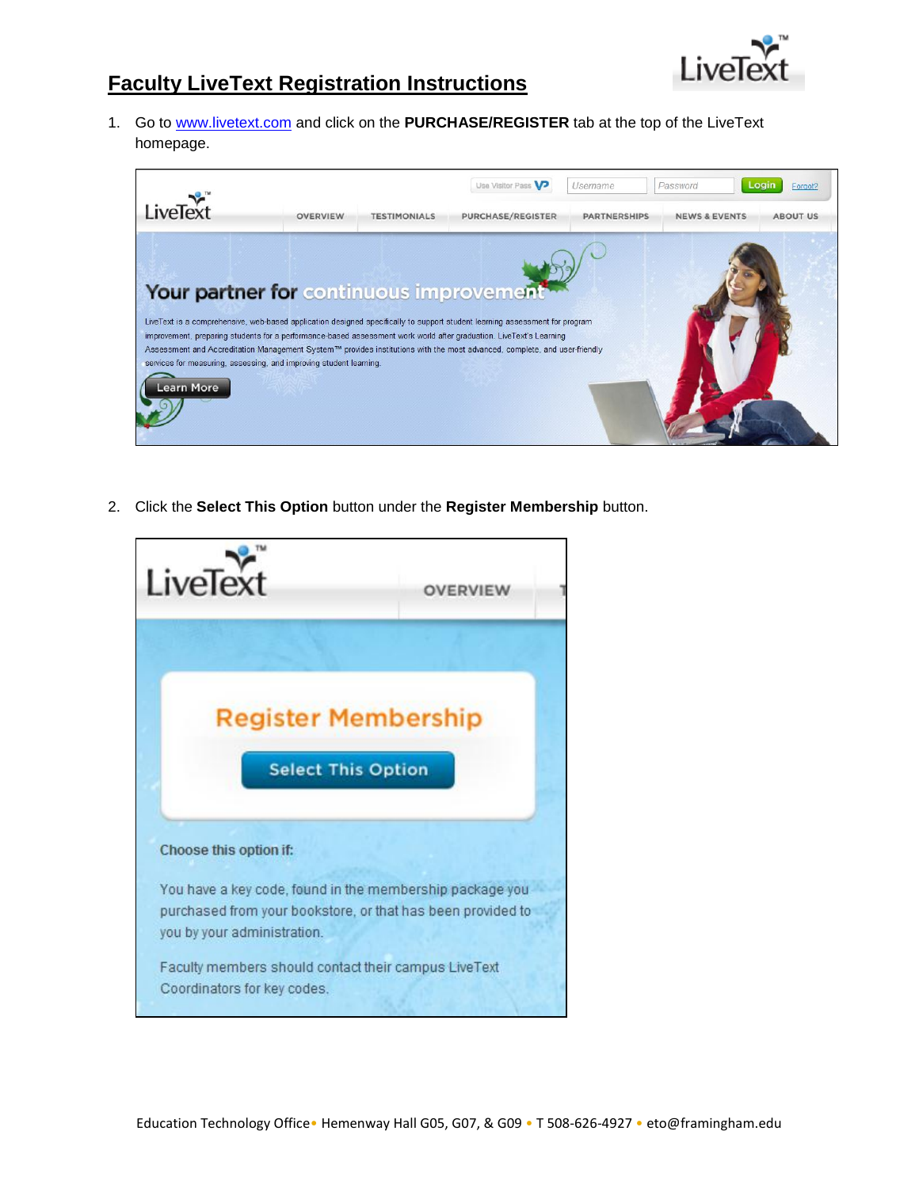# Faculty LiveText Registration Instructions

1. Go to www.livetext.com and click on the **PURCHASE/REGISTER** tab at the top of the LiveText homepage.

2. Click the **Select This Option** button under the **Register Membership** button.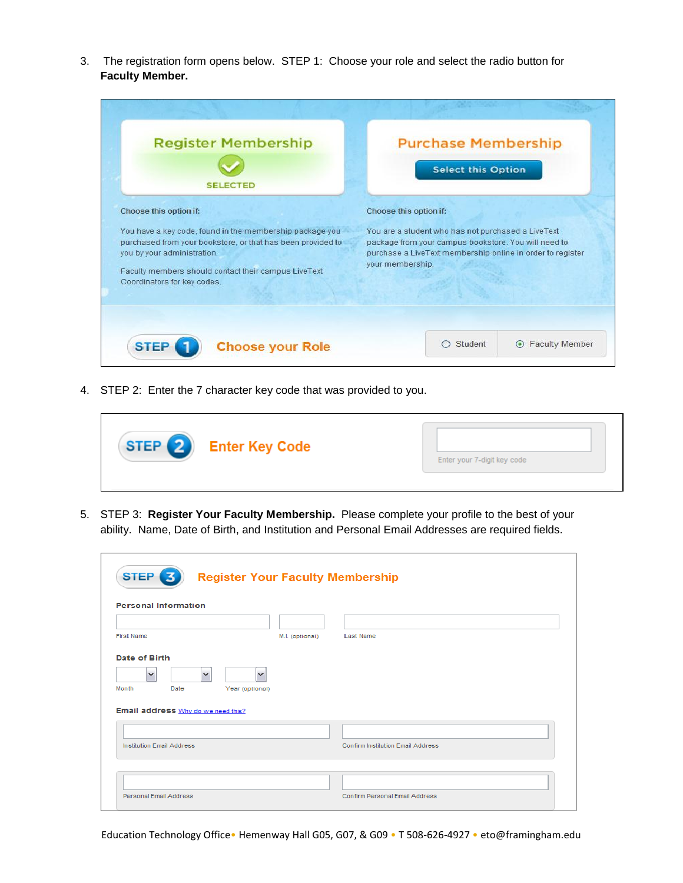3. The registration form opens below. STEP 1: Choose your role and select the radio button for **Faculty Member.**

Register Membership

SELECTED

Purchase Membership

Select this Option

Choose this option if:

You have a key code, found in the membership package you purchased from your bookstore, or that has been provided to you by your administration.

Faculty members should contact their campus LiveText Coordinators for key codes.

Choose this option if:

You are a student who has not purchased a LiveText package from your campus bookstore. You will need to purchase a LiveText membership online in order to register your membership.

STEP 1 Choose your Role

○ Student ◉ Faculty Member

4. STEP 2: Enter the 7 character key code that was provided to you.

STEP 2 Enter Key Code

Enter your 7-digit key code

5. STEP 3: **Register Your Faculty Membership.** Please complete your profile to the best of your ability. Name, Date of Birth, and Institution and Personal Email Addresses are required fields.

STEP 3 Register Your Faculty Membership

Personal Information

First Name M.I. (optional) Last Name

Date of Birth

Month Date Year (optional)

Email address Why do we need this?

Institution Email Address Confirm Institution Email Address

Personal Email Address Confirm Personal Email Address

Education Technology Office • Hemenway Hall G05, G07, & G09 • T 508-626-4927 • eto@framingham.edu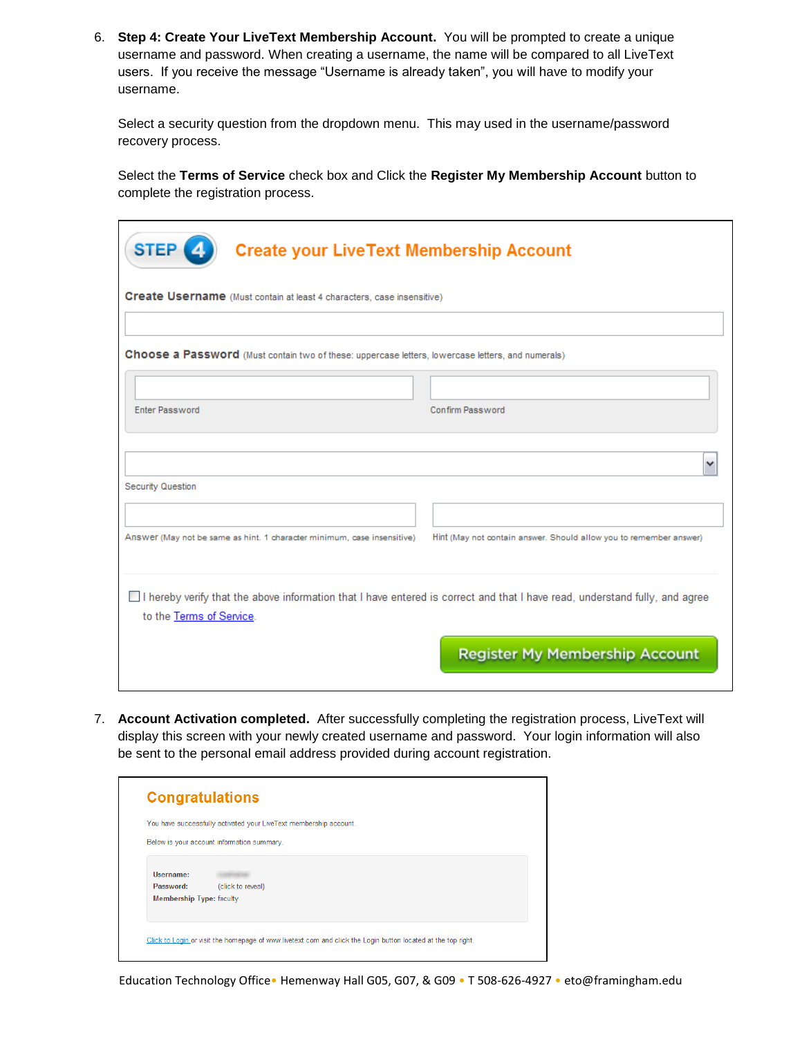6. **Step 4: Create Your LiveText Membership Account.** You will be prompted to create a unique username and password. When creating a username, the name will be compared to all LiveText users. If you receive the message "Username is already taken", you will have to modify your username.

   Select a security question from the dropdown menu. This may used in the username/password recovery process.

   Select the **Terms of Service** check box and Click the **Register My Membership Account** button to complete the registration process.

   **STEP 4 Create your LiveText Membership Account**

   **Create Username** (Must contain at least 4 characters, case insensitive)

   **Choose a Password** (Must contain two of these: uppercase letters, lowercase letters, and numerals)

   Enter Password | Confirm Password

   Security Question

   Answer (May not be same as hint. 1 character minimum, case insensitive) | Hint (May not contain answer. Should allow you to remember answer)

   ☐ I hereby verify that the above information that I have entered is correct and that I have read, understand fully, and agree to the Terms of Service.

   Register My Membership Account

7. **Account Activation completed.** After successfully completing the registration process, LiveText will display this screen with your newly created username and password. Your login information will also be sent to the personal email address provided during account registration.

   **Congratulations**

   You have successfully activated your LiveText membership account.

   Below is your account information summary.

   **Username:**
   **Password:** (click to reveal)
   **Membership Type:** faculty

   Click to Login or visit the homepage of www.livetext.com and click the Login button located at the top right.

Education Technology Office • Hemenway Hall G05, G07, & G09 • T 508-626-4927 • eto@framingham.edu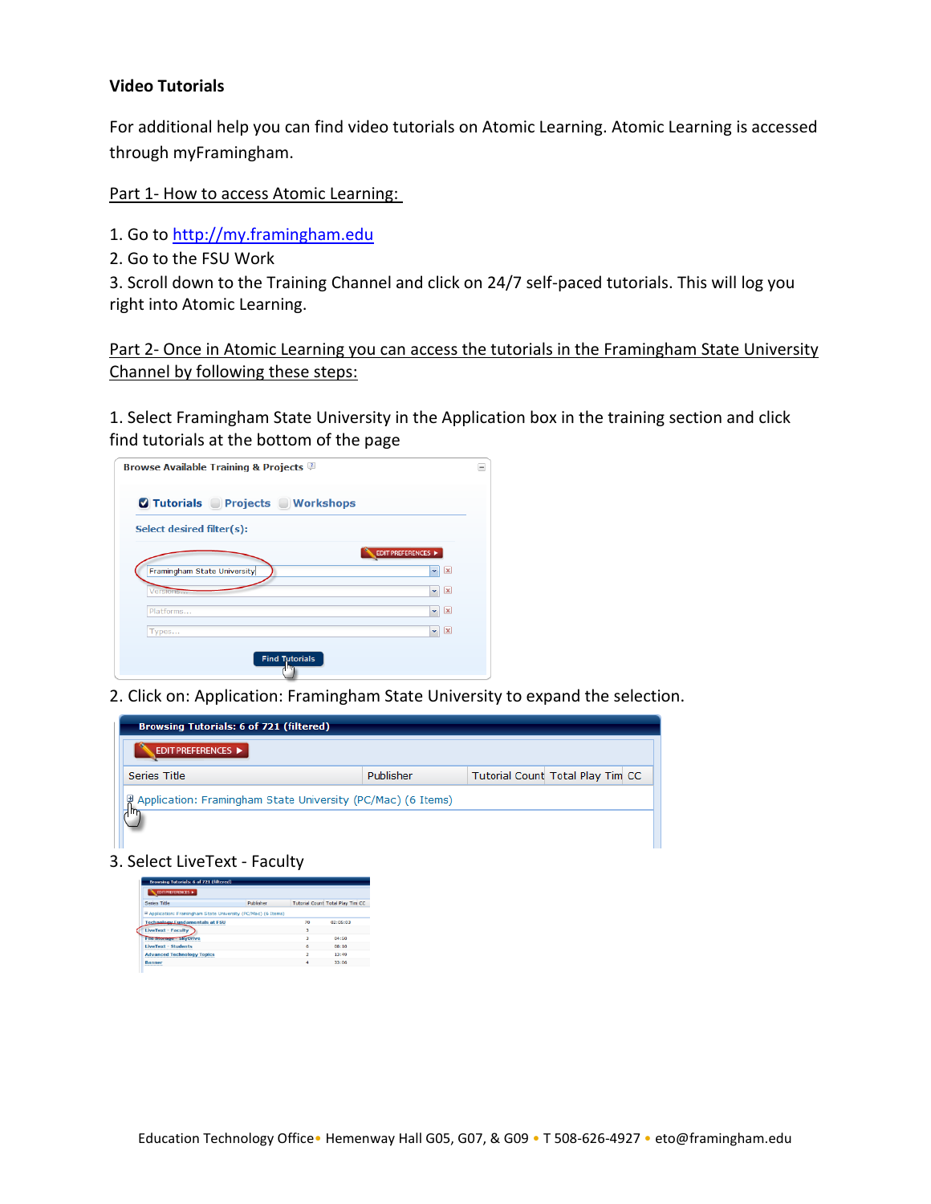**Video Tutorials**

For additional help you can find video tutorials on Atomic Learning. Atomic Learning is accessed through myFramingham.

Part 1- How to access Atomic Learning:

1. Go to http://my.framingham.edu
2. Go to the FSU Work
3. Scroll down to the Training Channel and click on 24/7 self-paced tutorials. This will log you right into Atomic Learning.

Part 2- Once in Atomic Learning you can access the tutorials in the Framingham State University Channel by following these steps:

1. Select Framingham State University in the Application box in the training section and click find tutorials at the bottom of the page

2. Click on: Application: Framingham State University to expand the selection.

3. Select LiveText - Faculty

Education Technology Office• Hemenway Hall G05, G07, & G09 • T 508-626-4927 • eto@framingham.edu